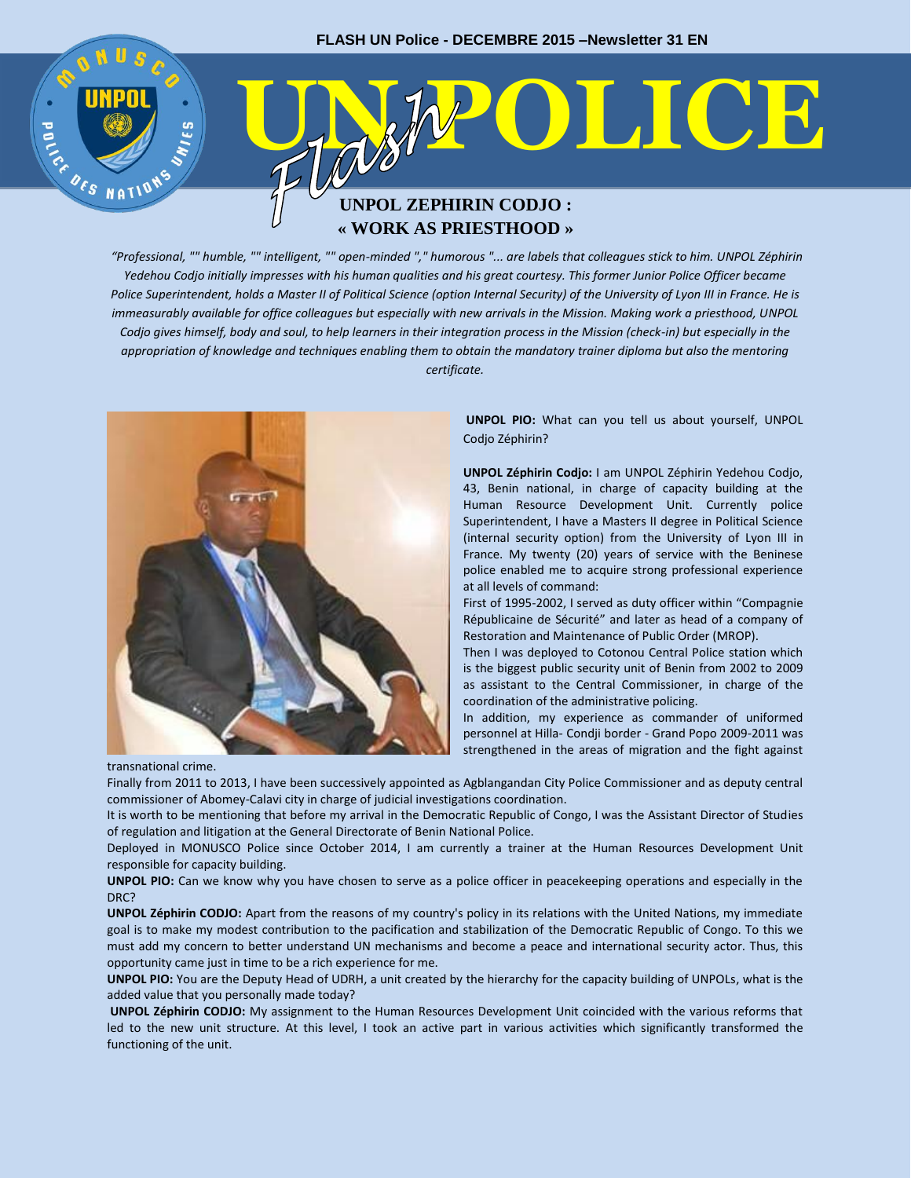FLASH UN Police - DECEMBRE 2015 –Newsletter 31 EN

# UN Flash POLICE

## UNPOL ZEPHIRIN CODJO : « WORK AS PRIESTHOOD »

*"Professional, "" humble, "" intelligent, "" open-minded "," humorous "... are labels that colleagues stick to him. UNPOL Zéphirin Yedehou Codjo initially impresses with his human qualities and his great courtesy. This former Junior Police Officer became Police Superintendent, holds a Master II of Political Science (option Internal Security) of the University of Lyon III in France. He is immeasurably available for office colleagues but especially with new arrivals in the Mission. Making work a priesthood, UNPOL Codjo gives himself, body and soul, to help learners in their integration process in the Mission (check-in) but especially in the appropriation of knowledge and techniques enabling them to obtain the mandatory trainer diploma but also the mentoring certificate.*

**UNPOL PIO:** What can you tell us about yourself, UNPOL Codjo Zéphirin?

**UNPOL Zéphirin Codjo:** I am UNPOL Zéphirin Yedehou Codjo, 43, Benin national, in charge of capacity building at the Human Resource Development Unit. Currently police Superintendent, I have a Masters II degree in Political Science (internal security option) from the University of Lyon III in France. My twenty (20) years of service with the Beninese police enabled me to acquire strong professional experience at all levels of command:

First of 1995-2002, I served as duty officer within "Compagnie Républicaine de Sécurité" and later as head of a company of Restoration and Maintenance of Public Order (MROP).

Then I was deployed to Cotonou Central Police station which is the biggest public security unit of Benin from 2002 to 2009 as assistant to the Central Commissioner, in charge of the coordination of the administrative policing.

In addition, my experience as commander of uniformed personnel at Hilla- Condji border - Grand Popo 2009-2011 was strengthened in the areas of migration and the fight against transnational crime.

Finally from 2011 to 2013, I have been successively appointed as Agblangandan City Police Commissioner and as deputy central commissioner of Abomey-Calavi city in charge of judicial investigations coordination.

It is worth to be mentioning that before my arrival in the Democratic Republic of Congo, I was the Assistant Director of Studies of regulation and litigation at the General Directorate of Benin National Police.

Deployed in MONUSCO Police since October 2014, I am currently a trainer at the Human Resources Development Unit responsible for capacity building.

**UNPOL PIO:** Can we know why you have chosen to serve as a police officer in peacekeeping operations and especially in the DRC?

**UNPOL Zéphirin CODJO:** Apart from the reasons of my country's policy in its relations with the United Nations, my immediate goal is to make my modest contribution to the pacification and stabilization of the Democratic Republic of Congo. To this we must add my concern to better understand UN mechanisms and become a peace and international security actor. Thus, this opportunity came just in time to be a rich experience for me.

**UNPOL PIO:** You are the Deputy Head of UDRH, a unit created by the hierarchy for the capacity building of UNPOLs, what is the added value that you personally made today?

**UNPOL Zéphirin CODJO:** My assignment to the Human Resources Development Unit coincided with the various reforms that led to the new unit structure. At this level, I took an active part in various activities which significantly transformed the functioning of the unit.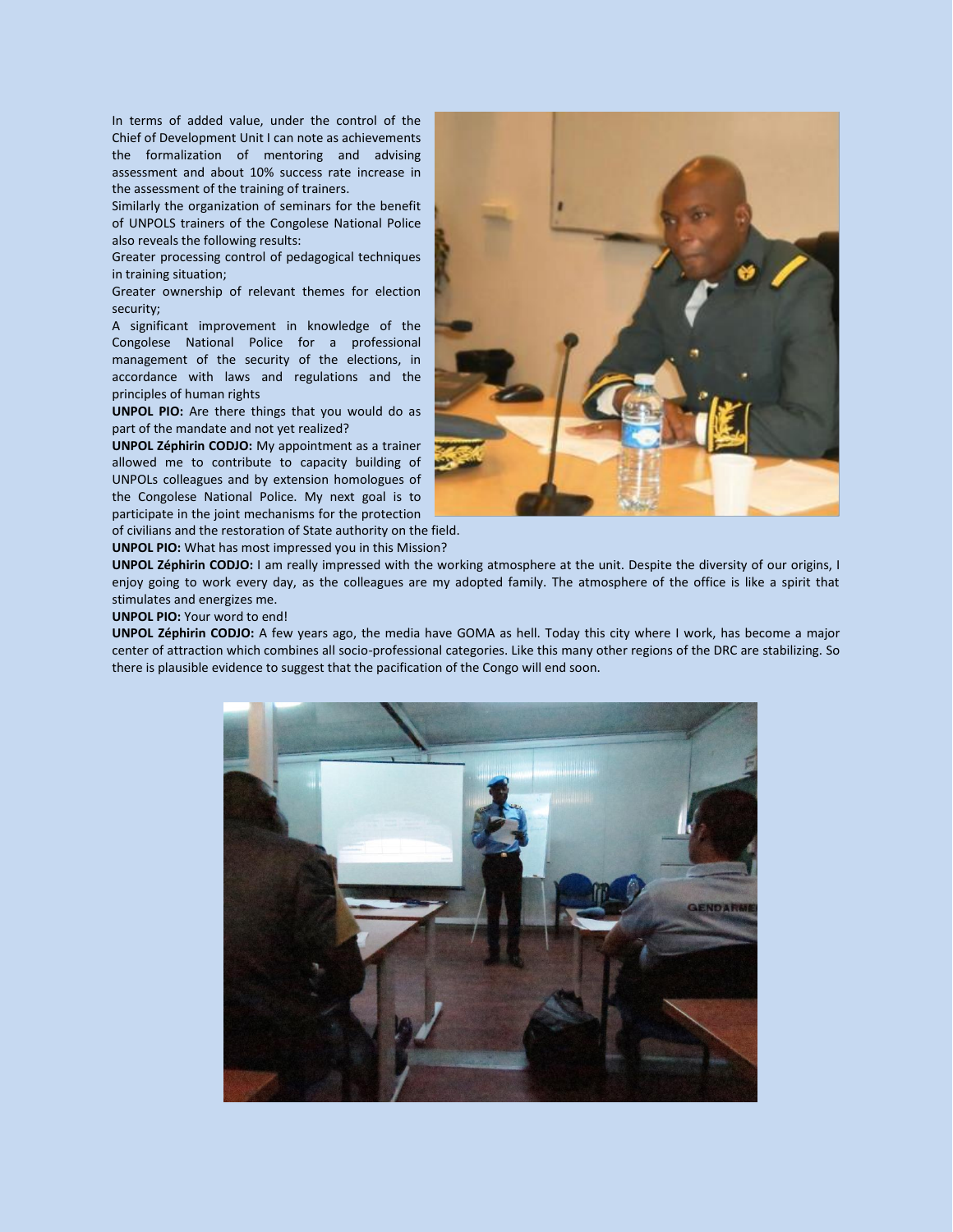In terms of added value, under the control of the Chief of Development Unit I can note as achievements the formalization of mentoring and advising assessment and about 10% success rate increase in the assessment of the training of trainers.

Similarly the organization of seminars for the benefit of UNPOLS trainers of the Congolese National Police also reveals the following results:

Greater processing control of pedagogical techniques in training situation;

Greater ownership of relevant themes for election security;

A significant improvement in knowledge of the Congolese National Police for a professional management of the security of the elections, in accordance with laws and regulations and the principles of human rights

**UNPOL PIO:** Are there things that you would do as part of the mandate and not yet realized?

**UNPOL Zéphirin CODJO:** My appointment as a trainer allowed me to contribute to capacity building of UNPOLs colleagues and by extension homologues of the Congolese National Police. My next goal is to participate in the joint mechanisms for the protection of civilians and the restoration of State authority on the field.

**UNPOL PIO:** What has most impressed you in this Mission?

**UNPOL Zéphirin CODJO:** I am really impressed with the working atmosphere at the unit. Despite the diversity of our origins, I enjoy going to work every day, as the colleagues are my adopted family. The atmosphere of the office is like a spirit that stimulates and energizes me.

**UNPOL PIO:** Your word to end!

**UNPOL Zéphirin CODJO:** A few years ago, the media have GOMA as hell. Today this city where I work, has become a major center of attraction which combines all socio-professional categories. Like this many other regions of the DRC are stabilizing. So there is plausible evidence to suggest that the pacification of the Congo will end soon.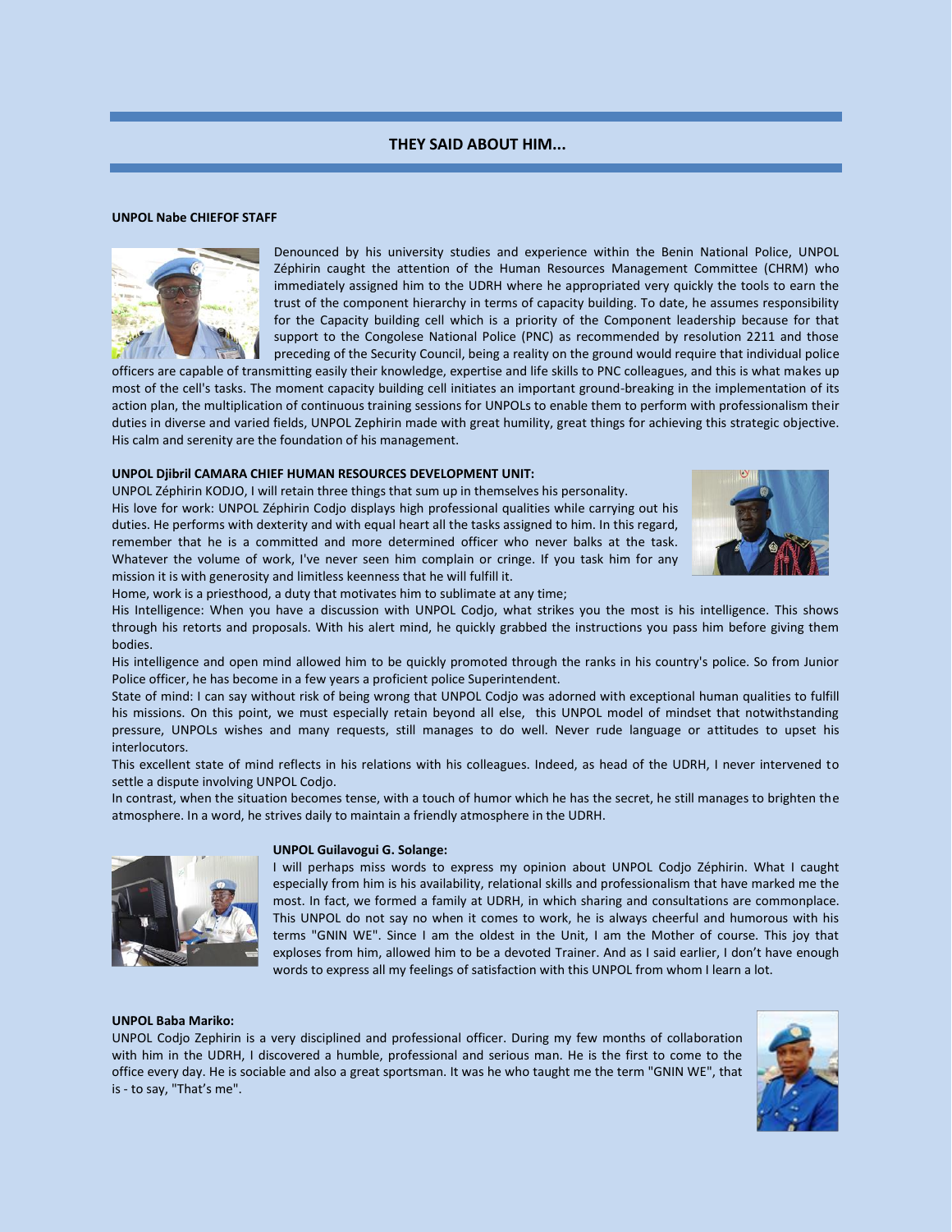## THEY SAID ABOUT HIM...

**UNPOL Nabe CHIEFOF STAFF**

Denounced by his university studies and experience within the Benin National Police, UNPOL Zéphirin caught the attention of the Human Resources Management Committee (CHRM) who immediately assigned him to the UDRH where he appropriated very quickly the tools to earn the trust of the component hierarchy in terms of capacity building. To date, he assumes responsibility for the Capacity building cell which is a priority of the Component leadership because for that support to the Congolese National Police (PNC) as recommended by resolution 2211 and those preceding of the Security Council, being a reality on the ground would require that individual police officers are capable of transmitting easily their knowledge, expertise and life skills to PNC colleagues, and this is what makes up most of the cell's tasks. The moment capacity building cell initiates an important ground-breaking in the implementation of its action plan, the multiplication of continuous training sessions for UNPOLs to enable them to perform with professionalism their duties in diverse and varied fields, UNPOL Zephirin made with great humility, great things for achieving this strategic objective. His calm and serenity are the foundation of his management.

**UNPOL Djibril CAMARA CHIEF HUMAN RESOURCES DEVELOPMENT UNIT:**

UNPOL Zéphirin KODJO, I will retain three things that sum up in themselves his personality.

His love for work: UNPOL Zéphirin Codjo displays high professional qualities while carrying out his duties. He performs with dexterity and with equal heart all the tasks assigned to him. In this regard, remember that he is a committed and more determined officer who never balks at the task. Whatever the volume of work, I've never seen him complain or cringe. If you task him for any mission it is with generosity and limitless keenness that he will fulfill it.

Home, work is a priesthood, a duty that motivates him to sublimate at any time;

His Intelligence: When you have a discussion with UNPOL Codjo, what strikes you the most is his intelligence. This shows through his retorts and proposals. With his alert mind, he quickly grabbed the instructions you pass him before giving them bodies.

His intelligence and open mind allowed him to be quickly promoted through the ranks in his country's police. So from Junior Police officer, he has become in a few years a proficient police Superintendent.

State of mind: I can say without risk of being wrong that UNPOL Codjo was adorned with exceptional human qualities to fulfill his missions. On this point, we must especially retain beyond all else, this UNPOL model of mindset that notwithstanding pressure, UNPOLs wishes and many requests, still manages to do well. Never rude language or attitudes to upset his interlocutors.

This excellent state of mind reflects in his relations with his colleagues. Indeed, as head of the UDRH, I never intervened to settle a dispute involving UNPOL Codjo.

In contrast, when the situation becomes tense, with a touch of humor which he has the secret, he still manages to brighten the atmosphere. In a word, he strives daily to maintain a friendly atmosphere in the UDRH.

**UNPOL Guilavogui G. Solange:**

I will perhaps miss words to express my opinion about UNPOL Codjo Zéphirin. What I caught especially from him is his availability, relational skills and professionalism that have marked me the most. In fact, we formed a family at UDRH, in which sharing and consultations are commonplace. This UNPOL do not say no when it comes to work, he is always cheerful and humorous with his terms "GNIN WE". Since I am the oldest in the Unit, I am the Mother of course. This joy that exploses from him, allowed him to be a devoted Trainer. And as I said earlier, I don't have enough words to express all my feelings of satisfaction with this UNPOL from whom I learn a lot.

**UNPOL Baba Mariko:**

UNPOL Codjo Zephirin is a very disciplined and professional officer. During my few months of collaboration with him in the UDRH, I discovered a humble, professional and serious man. He is the first to come to the office every day. He is sociable and also a great sportsman. It was he who taught me the term "GNIN WE", that is - to say, "That's me".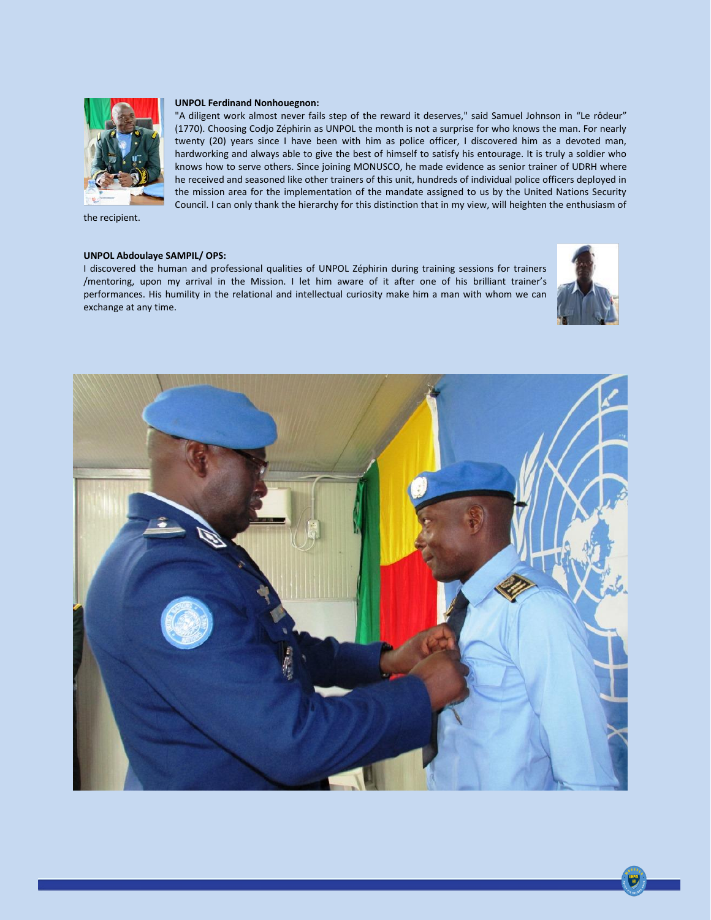**UNPOL Ferdinand Nonhouegnon:**

"A diligent work almost never fails step of the reward it deserves," said Samuel Johnson in "Le rôdeur" (1770). Choosing Codjo Zéphirin as UNPOL the month is not a surprise for who knows the man. For nearly twenty (20) years since I have been with him as police officer, I discovered him as a devoted man, hardworking and always able to give the best of himself to satisfy his entourage. It is truly a soldier who knows how to serve others. Since joining MONUSCO, he made evidence as senior trainer of UDRH where he received and seasoned like other trainers of this unit, hundreds of individual police officers deployed in the mission area for the implementation of the mandate assigned to us by the United Nations Security Council. I can only thank the hierarchy for this distinction that in my view, will heighten the enthusiasm of the recipient.

**UNPOL Abdoulaye SAMPIL/ OPS:**

I discovered the human and professional qualities of UNPOL Zéphirin during training sessions for trainers /mentoring, upon my arrival in the Mission. I let him aware of it after one of his brilliant trainer's performances. His humility in the relational and intellectual curiosity make him a man with whom we can exchange at any time.